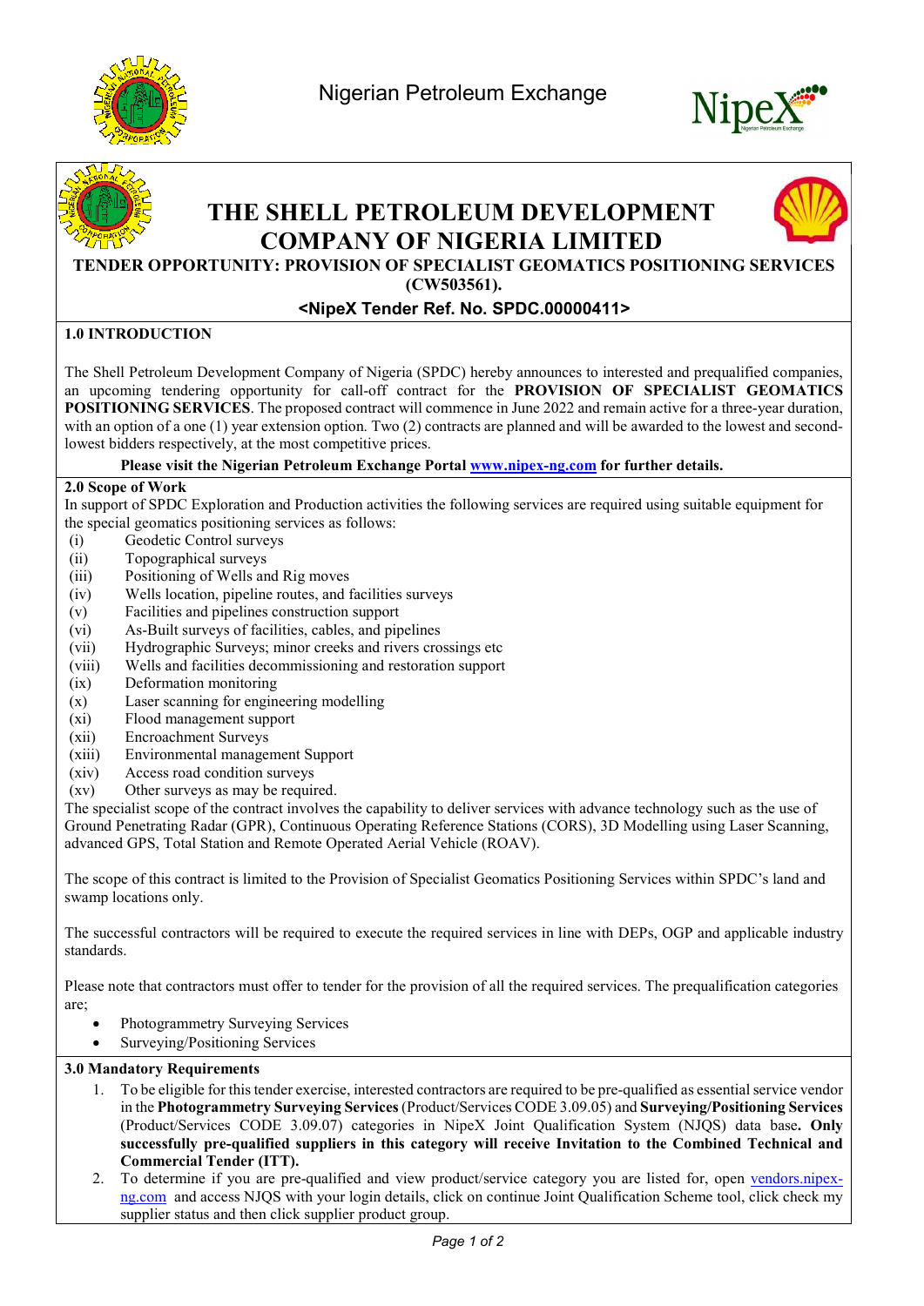Nigerian Petroleum Exchange

# THE SHELL PETROLEUM DEVELOPMENT COMPANY OF NIGERIA LIMITED

**TENDER OPPORTUNITY: PROVISION OF SPECIALIST GEOMATICS POSITIONING SERVICES (CW503561).**

**<NipeX Tender Ref. No. SPDC.00000411>**

## 1.0 INTRODUCTION

The Shell Petroleum Development Company of Nigeria (SPDC) hereby announces to interested and prequalified companies, an upcoming tendering opportunity for call-off contract for the **PROVISION OF SPECIALIST GEOMATICS POSITIONING SERVICES**. The proposed contract will commence in June 2022 and remain active for a three-year duration, with an option of a one (1) year extension option. Two (2) contracts are planned and will be awarded to the lowest and second-lowest bidders respectively, at the most competitive prices.

**Please visit the Nigerian Petroleum Exchange Portal [www.nipex-ng.com](www.nipex-ng.com) for further details.**

## 2.0 Scope of Work

In support of SPDC Exploration and Production activities the following services are required using suitable equipment for the special geomatics positioning services as follows:

- (i) Geodetic Control surveys
- (ii) Topographical surveys
- (iii) Positioning of Wells and Rig moves
- (iv) Wells location, pipeline routes, and facilities surveys
- (v) Facilities and pipelines construction support
- (vi) As-Built surveys of facilities, cables, and pipelines
- (vii) Hydrographic Surveys; minor creeks and rivers crossings etc
- (viii) Wells and facilities decommissioning and restoration support
- (ix) Deformation monitoring
- (x) Laser scanning for engineering modelling
- (xi) Flood management support
- (xii) Encroachment Surveys
- (xiii) Environmental management Support
- (xiv) Access road condition surveys
- (xv) Other surveys as may be required.

The specialist scope of the contract involves the capability to deliver services with advance technology such as the use of Ground Penetrating Radar (GPR), Continuous Operating Reference Stations (CORS), 3D Modelling using Laser Scanning, advanced GPS, Total Station and Remote Operated Aerial Vehicle (ROAV).

The scope of this contract is limited to the Provision of Specialist Geomatics Positioning Services within SPDC's land and swamp locations only.

The successful contractors will be required to execute the required services in line with DEPs, OGP and applicable industry standards.

Please note that contractors must offer to tender for the provision of all the required services. The prequalification categories are;

- Photogrammetry Surveying Services
- Surveying/Positioning Services

## 3.0 Mandatory Requirements

1. To be eligible for this tender exercise, interested contractors are required to be pre-qualified as essential service vendor in the **Photogrammetry Surveying Services** (Product/Services CODE 3.09.05) and **Surveying/Positioning Services** (Product/Services CODE 3.09.07) categories in NipeX Joint Qualification System (NJQS) data base**. Only successfully pre-qualified suppliers in this category will receive Invitation to the Combined Technical and Commercial Tender (ITT).**
2. To determine if you are pre-qualified and view product/service category you are listed for, open [vendors.nipex-ng.com](vendors.nipex-ng.com) and access NJQS with your login details, click on continue Joint Qualification Scheme tool, click check my supplier status and then click supplier product group.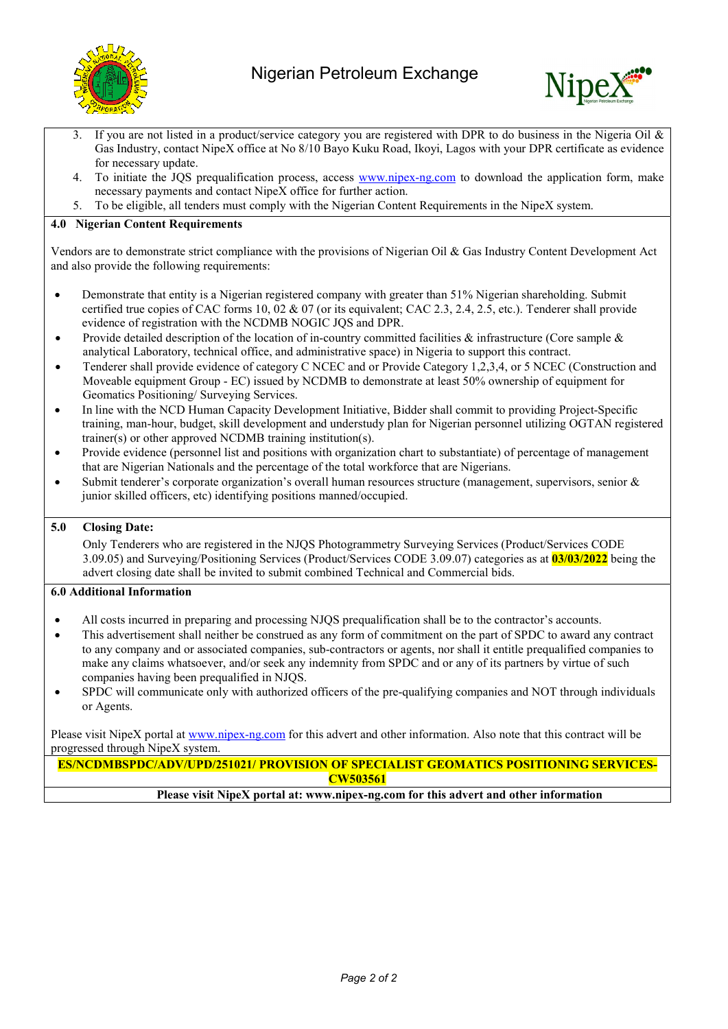3. If you are not listed in a product/service category you are registered with DPR to do business in the Nigeria Oil & Gas Industry, contact NipeX office at No 8/10 Bayo Kuku Road, Ikoyi, Lagos with your DPR certificate as evidence for necessary update.
4. To initiate the JQS prequalification process, access www.nipex-ng.com to download the application form, make necessary payments and contact NipeX office for further action.
5. To be eligible, all tenders must comply with the Nigerian Content Requirements in the NipeX system.

## 4.0 Nigerian Content Requirements

Vendors are to demonstrate strict compliance with the provisions of Nigerian Oil & Gas Industry Content Development Act and also provide the following requirements:

- Demonstrate that entity is a Nigerian registered company with greater than 51% Nigerian shareholding. Submit certified true copies of CAC forms 10, 02 & 07 (or its equivalent; CAC 2.3, 2.4, 2.5, etc.). Tenderer shall provide evidence of registration with the NCDMB NOGIC JQS and DPR.
- Provide detailed description of the location of in-country committed facilities & infrastructure (Core sample & analytical Laboratory, technical office, and administrative space) in Nigeria to support this contract.
- Tenderer shall provide evidence of category C NCEC and or Provide Category 1,2,3,4, or 5 NCEC (Construction and Moveable equipment Group - EC) issued by NCDMB to demonstrate at least 50% ownership of equipment for Geomatics Positioning/ Surveying Services.
- In line with the NCD Human Capacity Development Initiative, Bidder shall commit to providing Project-Specific training, man-hour, budget, skill development and understudy plan for Nigerian personnel utilizing OGTAN registered trainer(s) or other approved NCDMB training institution(s).
- Provide evidence (personnel list and positions with organization chart to substantiate) of percentage of management that are Nigerian Nationals and the percentage of the total workforce that are Nigerians.
- Submit tenderer's corporate organization's overall human resources structure (management, supervisors, senior & junior skilled officers, etc) identifying positions manned/occupied.

## 5.0 Closing Date:

Only Tenderers who are registered in the NJQS Photogrammetry Surveying Services (Product/Services CODE 3.09.05) and Surveying/Positioning Services (Product/Services CODE 3.09.07) categories as at **03/03/2022** being the advert closing date shall be invited to submit combined Technical and Commercial bids.

## 6.0 Additional Information

- All costs incurred in preparing and processing NJQS prequalification shall be to the contractor's accounts.
- This advertisement shall neither be construed as any form of commitment on the part of SPDC to award any contract to any company and or associated companies, sub-contractors or agents, nor shall it entitle prequalified companies to make any claims whatsoever, and/or seek any indemnity from SPDC and or any of its partners by virtue of such companies having been prequalified in NJQS.
- SPDC will communicate only with authorized officers of the pre-qualifying companies and NOT through individuals or Agents.

Please visit NipeX portal at www.nipex-ng.com for this advert and other information. Also note that this contract will be progressed through NipeX system.

**ES/NCDMBSPDC/ADV/UPD/251021/ PROVISION OF SPECIALIST GEOMATICS POSITIONING SERVICES-CW503561**

**Please visit NipeX portal at: www.nipex-ng.com for this advert and other information**